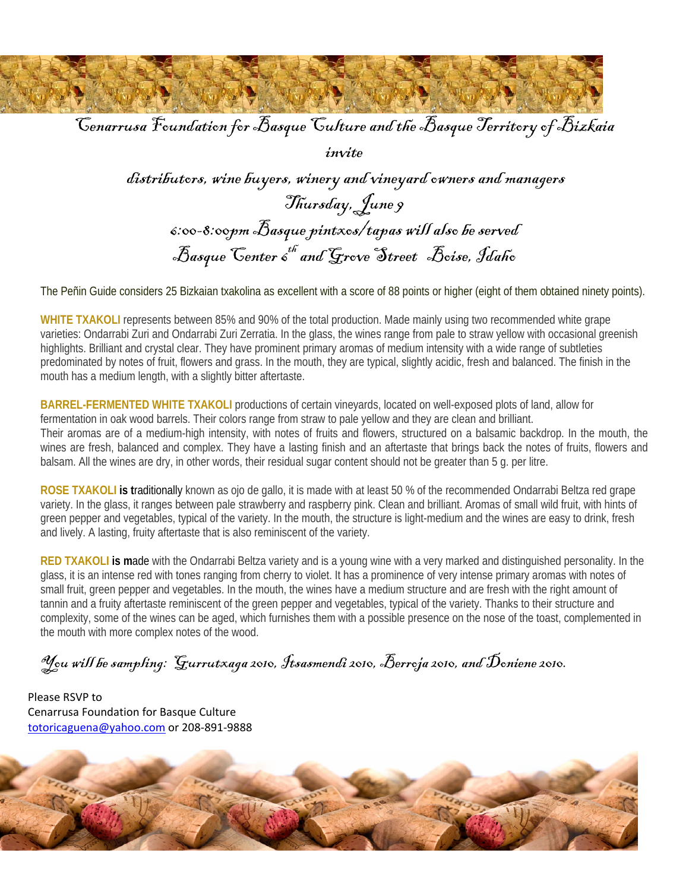Cenarrusa Foundation for Basque Culture and the Basque Territory of Bizkaia

invite

distributors, wine buyers, winery and vineyard owners and managers

Thursday, June 9

6:00-8:00pm Basque pintxos/tapas will also be served

Basque Center 6th and Grove Street Boise, Idaho

The Peñin Guide considers 25 Bizkaian txakolina as excellent with a score of 88 points or higher (eight of them obtained ninety points).

**WHITE TXAKOLI** represents between 85% and 90% of the total production. Made mainly using two recommended white grape varieties: Ondarrabi Zuri and Ondarrabi Zuri Zerratia. In the glass, the wines range from pale to straw yellow with occasional greenish highlights. Brilliant and crystal clear. They have prominent primary aromas of medium intensity with a wide range of subtleties predominated by notes of fruit, flowers and grass. In the mouth, they are typical, slightly acidic, fresh and balanced. The finish in the mouth has a medium length, with a slightly bitter aftertaste.

**BARREL-FERMENTED WHITE TXAKOLI** productions of certain vineyards, located on well-exposed plots of land, allow for fermentation in oak wood barrels. Their colors range from straw to pale yellow and they are clean and brilliant.
Their aromas are of a medium-high intensity, with notes of fruits and flowers, structured on a balsamic backdrop. In the mouth, the wines are fresh, balanced and complex. They have a lasting finish and an aftertaste that brings back the notes of fruits, flowers and balsam. All the wines are dry, in other words, their residual sugar content should not be greater than 5 g. per litre.

**ROSE TXAKOLI is t**raditionally known as ojo de gallo, it is made with at least 50 % of the recommended Ondarrabi Beltza red grape variety. In the glass, it ranges between pale strawberry and raspberry pink. Clean and brilliant. Aromas of small wild fruit, with hints of green pepper and vegetables, typical of the variety. In the mouth, the structure is light-medium and the wines are easy to drink, fresh and lively. A lasting, fruity aftertaste that is also reminiscent of the variety.

**RED TXAKOLI is m**ade with the Ondarrabi Beltza variety and is a young wine with a very marked and distinguished personality. In the glass, it is an intense red with tones ranging from cherry to violet. It has a prominence of very intense primary aromas with notes of small fruit, green pepper and vegetables. In the mouth, the wines have a medium structure and are fresh with the right amount of tannin and a fruity aftertaste reminiscent of the green pepper and vegetables, typical of the variety. Thanks to their structure and complexity, some of the wines can be aged, which furnishes them with a possible presence on the nose of the toast, complemented in the mouth with more complex notes of the wood.

You will be sampling: Gurrutxaga 2010, Itsasmendi 2010, Berroja 2010, and Doniene 2010.

Please RSVP to
Cenarrusa Foundation for Basque Culture
totoricaguena@yahoo.com or 208-891-9888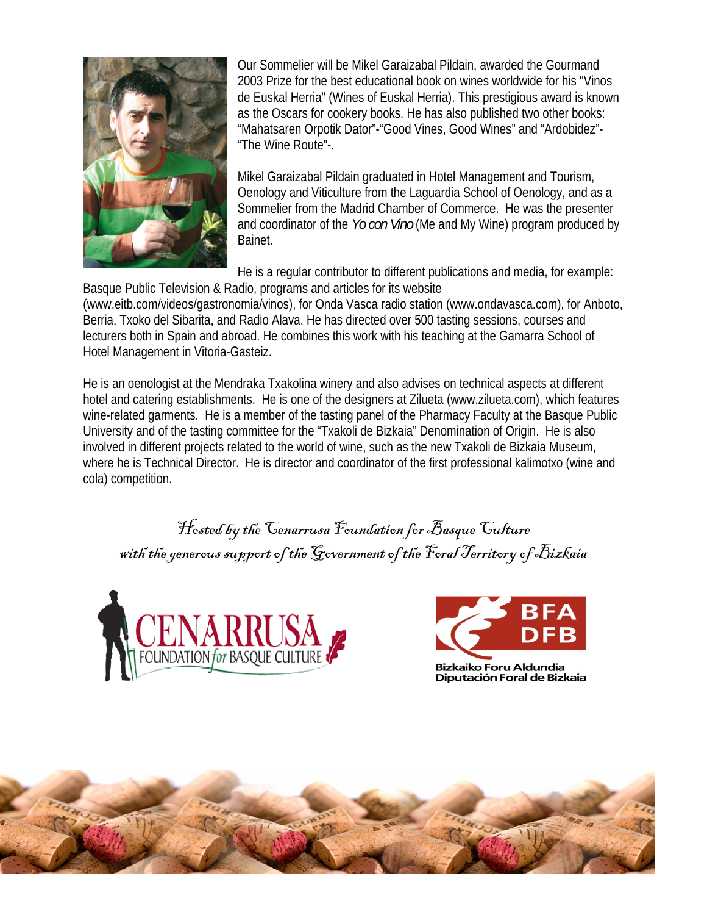Our Sommelier will be Mikel Garaizabal Pildain, awarded the Gourmand 2003 Prize for the best educational book on wines worldwide for his "Vinos de Euskal Herria" (Wines of Euskal Herria). This prestigious award is known as the Oscars for cookery books. He has also published two other books: "Mahatsaren Orpotik Dator"-"Good Vines, Good Wines" and "Ardobidez"-"The Wine Route"-.

Mikel Garaizabal Pildain graduated in Hotel Management and Tourism, Oenology and Viticulture from the Laguardia School of Oenology, and as a Sommelier from the Madrid Chamber of Commerce. He was the presenter and coordinator of the *Yo con Vino* (Me and My Wine) program produced by Bainet.

He is a regular contributor to different publications and media, for example: Basque Public Television & Radio, programs and articles for its website (www.eitb.com/videos/gastronomia/vinos), for Onda Vasca radio station (www.ondavasca.com), for Anboto, Berria, Txoko del Sibarita, and Radio Alava. He has directed over 500 tasting sessions, courses and lecturers both in Spain and abroad. He combines this work with his teaching at the Gamarra School of Hotel Management in Vitoria-Gasteiz.

He is an oenologist at the Mendraka Txakolina winery and also advises on technical aspects at different hotel and catering establishments. He is one of the designers at Zilueta (www.zilueta.com), which features wine-related garments. He is a member of the tasting panel of the Pharmacy Faculty at the Basque Public University and of the tasting committee for the "Txakoli de Bizkaia" Denomination of Origin. He is also involved in different projects related to the world of wine, such as the new Txakoli de Bizkaia Museum, where he is Technical Director. He is director and coordinator of the first professional kalimotxo (wine and cola) competition.

*Hosted by the Cenarrusa Foundation for Basque Culture*
*with the generous support of the Government of the Foral Territory of Bizkaia*

CENARRUSA FOUNDATION for BASQUE CULTURE

BFA DFB
Bizkaiko Foru Aldundia
Diputación Foral de Bizkaia